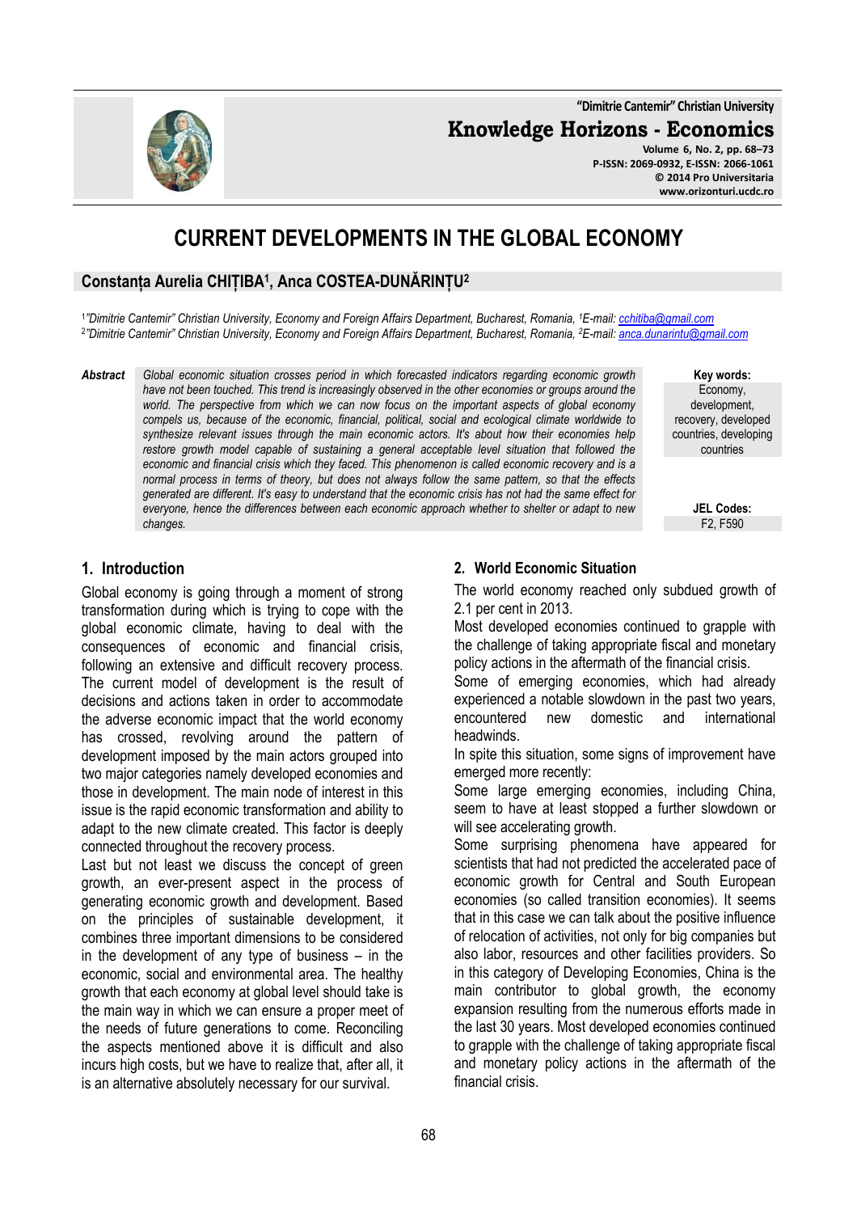"Dimitrie Cantemir" Christian University

**Knowledge Horizons - Economics**

Volume 6, No. 2, pp. 68–73
P-ISSN: 2069-0932, E-ISSN: 2066-1061
© 2014 Pro Universitaria
www.orizonturi.ucdc.ro

# CURRENT DEVELOPMENTS IN THE GLOBAL ECONOMY

**Constanța Aurelia CHIȚIBA[1], Anca COSTEA-DUNĂRINȚU[2]**

[1] *"Dimitrie Cantemir" Christian University, Economy and Foreign Affairs Department, Bucharest, Romania, [1]E-mail: cchitiba@gmail.com*
[2] *"Dimitrie Cantemir" Christian University, Economy and Foreign Affairs Department, Bucharest, Romania, [2]E-mail: anca.dunarintu@gmail.com*

**Abstract** *Global economic situation crosses period in which forecasted indicators regarding economic growth have not been touched. This trend is increasingly observed in the other economies or groups around the world. The perspective from which we can now focus on the important aspects of global economy compels us, because of the economic, financial, political, social and ecological climate worldwide to synthesize relevant issues through the main economic actors. It's about how their economies help restore growth model capable of sustaining a general acceptable level situation that followed the economic and financial crisis which they faced. This phenomenon is called economic recovery and is a normal process in terms of theory, but does not always follow the same pattern, so that the effects generated are different. It's easy to understand that the economic crisis has not had the same effect for everyone, hence the differences between each economic approach whether to shelter or adapt to new changes.*

**Key words:** Economy, development, recovery, developed countries, developing countries

**JEL Codes:** F2, F590

## 1. Introduction

Global economy is going through a moment of strong transformation during which is trying to cope with the global economic climate, having to deal with the consequences of economic and financial crisis, following an extensive and difficult recovery process. The current model of development is the result of decisions and actions taken in order to accommodate the adverse economic impact that the world economy has crossed, revolving around the pattern of development imposed by the main actors grouped into two major categories namely developed economies and those in development. The main node of interest in this issue is the rapid economic transformation and ability to adapt to the new climate created. This factor is deeply connected throughout the recovery process.

Last but not least we discuss the concept of green growth, an ever-present aspect in the process of generating economic growth and development. Based on the principles of sustainable development, it combines three important dimensions to be considered in the development of any type of business – in the economic, social and environmental area. The healthy growth that each economy at global level should take is the main way in which we can ensure a proper meet of the needs of future generations to come. Reconciling the aspects mentioned above it is difficult and also incurs high costs, but we have to realize that, after all, it is an alternative absolutely necessary for our survival.

## 2. World Economic Situation

The world economy reached only subdued growth of 2.1 per cent in 2013.

Most developed economies continued to grapple with the challenge of taking appropriate fiscal and monetary policy actions in the aftermath of the financial crisis.

Some of emerging economies, which had already experienced a notable slowdown in the past two years, encountered new domestic and international headwinds.

In spite this situation, some signs of improvement have emerged more recently:

Some large emerging economies, including China, seem to have at least stopped a further slowdown or will see accelerating growth.

Some surprising phenomena have appeared for scientists that had not predicted the accelerated pace of economic growth for Central and South European economies (so called transition economies). It seems that in this case we can talk about the positive influence of relocation of activities, not only for big companies but also labor, resources and other facilities providers. So in this category of Developing Economies, China is the main contributor to global growth, the economy expansion resulting from the numerous efforts made in the last 30 years. Most developed economies continued to grapple with the challenge of taking appropriate fiscal and monetary policy actions in the aftermath of the financial crisis.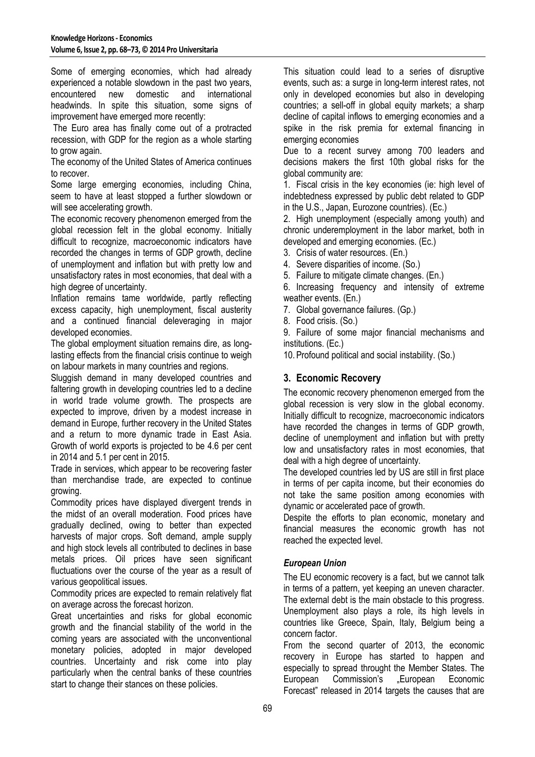Some of emerging economies, which had already experienced a notable slowdown in the past two years, encountered new domestic and international headwinds. In spite this situation, some signs of improvement have emerged more recently:

The Euro area has finally come out of a protracted recession, with GDP for the region as a whole starting to grow again.

The economy of the United States of America continues to recover.

Some large emerging economies, including China, seem to have at least stopped a further slowdown or will see accelerating growth.

The economic recovery phenomenon emerged from the global recession felt in the global economy. Initially difficult to recognize, macroeconomic indicators have recorded the changes in terms of GDP growth, decline of unemployment and inflation but with pretty low and unsatisfactory rates in most economies, that deal with a high degree of uncertainty.

Inflation remains tame worldwide, partly reflecting excess capacity, high unemployment, fiscal austerity and a continued financial deleveraging in major developed economies.

The global employment situation remains dire, as long-lasting effects from the financial crisis continue to weigh on labour markets in many countries and regions.

Sluggish demand in many developed countries and faltering growth in developing countries led to a decline in world trade volume growth. The prospects are expected to improve, driven by a modest increase in demand in Europe, further recovery in the United States and a return to more dynamic trade in East Asia. Growth of world exports is projected to be 4.6 per cent in 2014 and 5.1 per cent in 2015.

Trade in services, which appear to be recovering faster than merchandise trade, are expected to continue growing.

Commodity prices have displayed divergent trends in the midst of an overall moderation. Food prices have gradually declined, owing to better than expected harvests of major crops. Soft demand, ample supply and high stock levels all contributed to declines in base metals prices. Oil prices have seen significant fluctuations over the course of the year as a result of various geopolitical issues.

Commodity prices are expected to remain relatively flat on average across the forecast horizon.

Great uncertainties and risks for global economic growth and the financial stability of the world in the coming years are associated with the unconventional monetary policies, adopted in major developed countries. Uncertainty and risk come into play particularly when the central banks of these countries start to change their stances on these policies.

This situation could lead to a series of disruptive events, such as: a surge in long-term interest rates, not only in developed economies but also in developing countries; a sell-off in global equity markets; a sharp decline of capital inflows to emerging economies and a spike in the risk premia for external financing in emerging economies

Due to a recent survey among 700 leaders and decisions makers the first 10th global risks for the global community are:

1. Fiscal crisis in the key economies (ie: high level of indebtedness expressed by public debt related to GDP in the U.S., Japan, Eurozone countries). (Ec.)
2. High unemployment (especially among youth) and chronic underemployment in the labor market, both in developed and emerging economies. (Ec.)
3. Crisis of water resources. (En.)
4. Severe disparities of income. (So.)
5. Failure to mitigate climate changes. (En.)
6. Increasing frequency and intensity of extreme weather events. (En.)
7. Global governance failures. (Gp.)
8. Food crisis. (So.)
9. Failure of some major financial mechanisms and institutions. (Ec.)
10. Profound political and social instability. (So.)

## 3. Economic Recovery

The economic recovery phenomenon emerged from the global recession is very slow in the global economy. Initially difficult to recognize, macroeconomic indicators have recorded the changes in terms of GDP growth, decline of unemployment and inflation but with pretty low and unsatisfactory rates in most economies, that deal with a high degree of uncertainty.

The developed countries led by US are still in first place in terms of per capita income, but their economies do not take the same position among economies with dynamic or accelerated pace of growth.

Despite the efforts to plan economic, monetary and financial measures the economic growth has not reached the expected level.

### *European Union*

The EU economic recovery is a fact, but we cannot talk in terms of a pattern, yet keeping an uneven character. The external debt is the main obstacle to this progress. Unemployment also plays a role, its high levels in countries like Greece, Spain, Italy, Belgium being a concern factor.

From the second quarter of 2013, the economic recovery in Europe has started to happen and especially to spread throught the Member States. The European Commission's „European Economic Forecast" released in 2014 targets the causes that are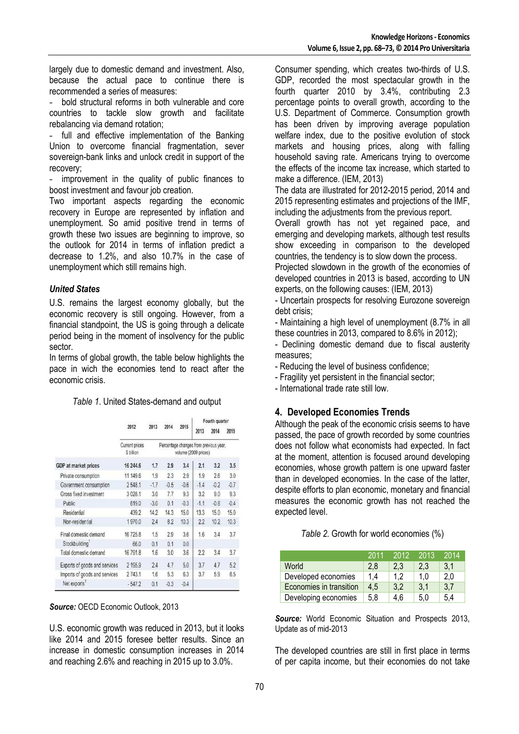largely due to domestic demand and investment. Also, because the actual pace to continue there is recommended a series of measures:

- bold structural reforms in both vulnerable and core countries to tackle slow growth and facilitate rebalancing via demand rotation;
- full and effective implementation of the Banking Union to overcome financial fragmentation, sever sovereign-bank links and unlock credit in support of the recovery;
- improvement in the quality of public finances to boost investment and favour job creation.

Two important aspects regarding the economic recovery in Europe are represented by inflation and unemployment. So amid positive trend in terms of growth these two issues are beginning to improve, so the outlook for 2014 in terms of inflation predict a decrease to 1.2%, and also 10.7% in the case of unemployment which still remains high.

### *United States*

U.S. remains the largest economy globally, but the economic recovery is still ongoing. However, from a financial standpoint, the US is going through a delicate period being in the moment of insolvency for the public sector.

In terms of global growth, the table below highlights the pace in wich the economies tend to react after the economic crisis.

*Table 1.* United States-demand and output

| | 2012 | 2013 | 2014 | 2015 | Fourth quarter | | |
|---|---|---|---|---|---|---|---|
| | | | | | 2013 | 2014 | 2015 |
| | Current prices $ billion | Percentage changes from previous year, volume (2009 prices) | | | | | |
| GDP at market prices | 16 244.6 | 1.7 | 2.9 | 3.4 | 2.1 | 3.2 | 3.5 |
| Private consumption | 11 149.6 | 1.9 | 2.3 | 2.9 | 1.9 | 2.6 | 3.0 |
| Government consumption | 2 548.1 | -1.7 | -0.5 | -0.6 | -1.4 | -0.2 | -0.7 |
| Gross fixed investment | 3 028.1 | 3.0 | 7.7 | 9.3 | 3.2 | 9.0 | 9.3 |
| Public | 619.0 | -3.0 | 0.1 | -0.3 | -1.1 | -0.6 | -0.4 |
| Residential | 439.2 | 14.2 | 14.3 | 15.0 | 13.3 | 15.0 | 15.0 |
| Non-residential | 1 970.0 | 2.4 | 8.2 | 10.3 | 2.2 | 10.2 | 10.3 |
| Final domestic demand | 16 725.8 | 1.5 | 2.9 | 3.6 | 1.6 | 3.4 | 3.7 |
| Stockbuilding[1] | 66.0 | 0.1 | 0.1 | 0.0 | | | |
| Total domestic demand | 16 791.8 | 1.6 | 3.0 | 3.6 | 2.2 | 3.4 | 3.7 |
| Exports of goods and services | 2 195.9 | 2.4 | 4.7 | 5.0 | 3.7 | 4.7 | 5.2 |
| Imports of goods and services | 2 743.1 | 1.6 | 5.3 | 6.3 | 3.7 | 5.9 | 6.5 |
| Net exports[1] | - 547.2 | 0.1 | -0.3 | -0.4 | | | |

***Source:*** OECD Economic Outlook, 2013

U.S. economic growth was reduced in 2013, but it looks like 2014 and 2015 foresee better results. Since an increase in domestic consumption increases in 2014 and reaching 2.6% and reaching in 2015 up to 3.0%.

Consumer spending, which creates two-thirds of U.S. GDP, recorded the most spectacular growth in the fourth quarter 2010 by 3.4%, contributing 2.3 percentage points to overall growth, according to the U.S. Department of Commerce. Consumption growth has been driven by improving average population welfare index, due to the positive evolution of stock markets and housing prices, along with falling household saving rate. Americans trying to overcome the effects of the income tax increase, which started to make a difference. (IEM, 2013)

The data are illustrated for 2012-2015 period, 2014 and 2015 representing estimates and projections of the IMF, including the adjustments from the previous report.

Overall growth has not yet regained pace, and emerging and developing markets, although test results show exceeding in comparison to the developed countries, the tendency is to slow down the process.

Projected slowdown in the growth of the economies of developed countries in 2013 is based, according to UN experts, on the following causes: (IEM, 2013)

- Uncertain prospects for resolving Eurozone sovereign debt crisis;
- Maintaining a high level of unemployment (8.7% in all these countries in 2013, compared to 8.6% in 2012);
- Declining domestic demand due to fiscal austerity measures;
- Reducing the level of business confidence;
- Fragility yet persistent in the financial sector;
- International trade rate still low.

## 4. Developed Economies Trends

Although the peak of the economic crisis seems to have passed, the pace of growth recorded by some countries does not follow what economists had expected. In fact at the moment, attention is focused around developing economies, whose growth pattern is one upward faster than in developed economies. In the case of the latter, despite efforts to plan economic, monetary and financial measures the economic growth has not reached the expected level.

*Table 2.* Growth for world economies (%)

| | 2011 | 2012 | 2013 | 2014 |
|---|---|---|---|---|
| World | 2,8 | 2,3 | 2,3 | 3,1 |
| Developed economies | 1,4 | 1,2 | 1,0 | 2,0 |
| Economies in transition | 4,5 | 3,2 | 3,1 | 3,7 |
| Developing economies | 5,8 | 4,6 | 5,0 | 5,4 |

***Source:*** World Economic Situation and Prospects 2013, Update as of mid-2013

The developed countries are still in first place in terms of per capita income, but their economies do not take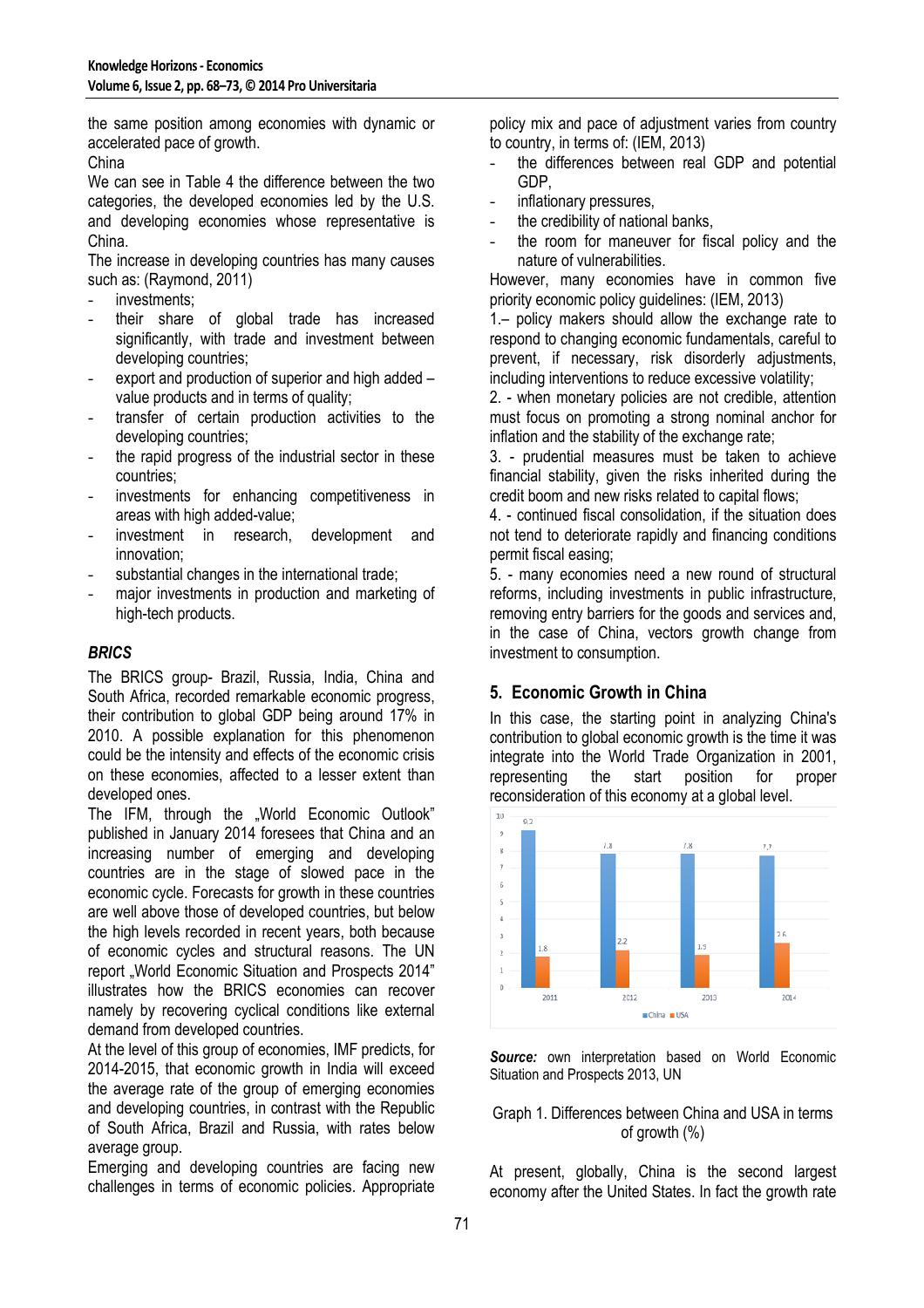the same position among economies with dynamic or accelerated pace of growth.

China

We can see in Table 4 the difference between the two categories, the developed economies led by the U.S. and developing economies whose representative is China.

The increase in developing countries has many causes such as: (Raymond, 2011)

- investments;
- their share of global trade has increased significantly, with trade and investment between developing countries;
- export and production of superior and high added – value products and in terms of quality;
- transfer of certain production activities to the developing countries;
- the rapid progress of the industrial sector in these countries;
- investments for enhancing competitiveness in areas with high added-value;
- investment in research, development and innovation;
- substantial changes in the international trade;
- major investments in production and marketing of high-tech products.

### *BRICS*

The BRICS group- Brazil, Russia, India, China and South Africa, recorded remarkable economic progress, their contribution to global GDP being around 17% in 2010. A possible explanation for this phenomenon could be the intensity and effects of the economic crisis on these economies, affected to a lesser extent than developed ones.

The IFM, through the „World Economic Outlook" published in January 2014 foresees that China and an increasing number of emerging and developing countries are in the stage of slowed pace in the economic cycle. Forecasts for growth in these countries are well above those of developed countries, but below the high levels recorded in recent years, both because of economic cycles and structural reasons. The UN report „World Economic Situation and Prospects 2014" illustrates how the BRICS economies can recover namely by recovering cyclical conditions like external demand from developed countries.

At the level of this group of economies, IMF predicts, for 2014-2015, that economic growth in India will exceed the average rate of the group of emerging economies and developing countries, in contrast with the Republic of South Africa, Brazil and Russia, with rates below average group.

Emerging and developing countries are facing new challenges in terms of economic policies. Appropriate policy mix and pace of adjustment varies from country to country, in terms of: (IEM, 2013)

- the differences between real GDP and potential GDP,
- inflationary pressures,
- the credibility of national banks,
- the room for maneuver for fiscal policy and the nature of vulnerabilities.

However, many economies have in common five priority economic policy guidelines: (IEM, 2013)

1.– policy makers should allow the exchange rate to respond to changing economic fundamentals, careful to prevent, if necessary, risk disorderly adjustments, including interventions to reduce excessive volatility;

2. - when monetary policies are not credible, attention must focus on promoting a strong nominal anchor for inflation and the stability of the exchange rate;

3. - prudential measures must be taken to achieve financial stability, given the risks inherited during the credit boom and new risks related to capital flows;

4. - continued fiscal consolidation, if the situation does not tend to deteriorate rapidly and financing conditions permit fiscal easing;

5. - many economies need a new round of structural reforms, including investments in public infrastructure, removing entry barriers for the goods and services and, in the case of China, vectors growth change from investment to consumption.

## 5. Economic Growth in China

In this case, the starting point in analyzing China's contribution to global economic growth is the time it was integrate into the World Trade Organization in 2001, representing the start position for proper reconsideration of this economy at a global level.

| | 2011 | 2012 | 2013 | 2014 |
|---|---|---|---|---|
| China | 9.2 | 7.8 | 7.8 | 7.7 |
| USA | 1.8 | 2.2 | 1.9 | 2.6 |

***Source:*** own interpretation based on World Economic Situation and Prospects 2013, UN

Graph 1. Differences between China and USA in terms of growth (%)

At present, globally, China is the second largest economy after the United States. In fact the growth rate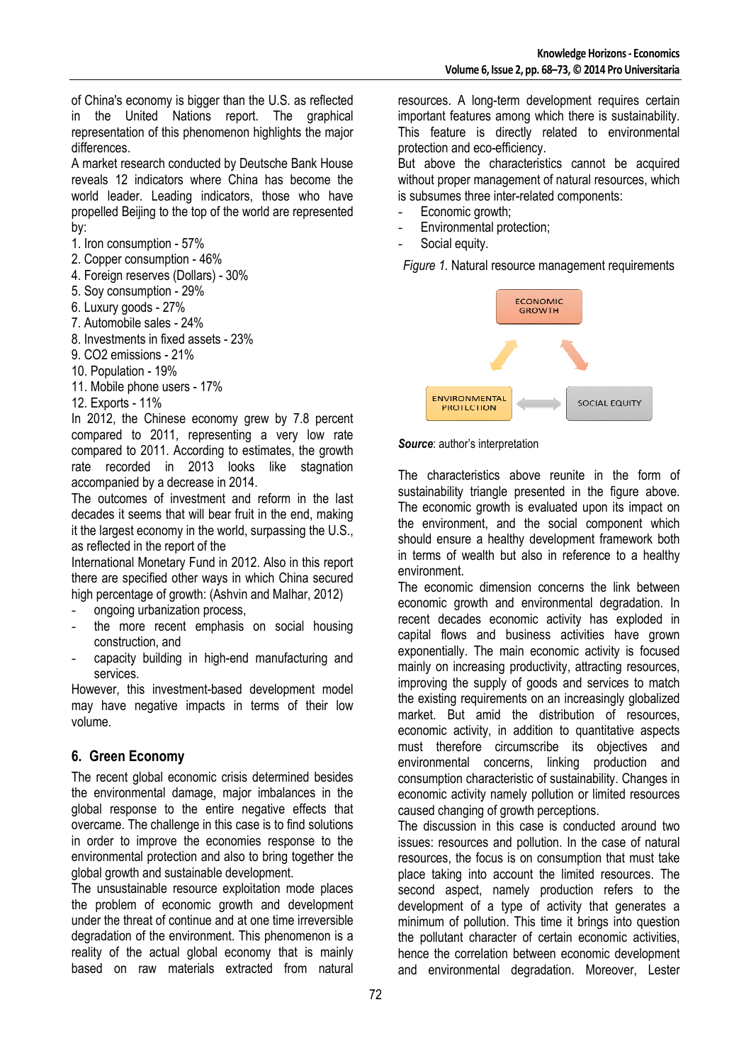of China's economy is bigger than the U.S. as reflected in the United Nations report. The graphical representation of this phenomenon highlights the major differences.

A market research conducted by Deutsche Bank House reveals 12 indicators where China has become the world leader. Leading indicators, those who have propelled Beijing to the top of the world are represented by:

1. Iron consumption - 57%
2. Copper consumption - 46%
4. Foreign reserves (Dollars) - 30%
5. Soy consumption - 29%
6. Luxury goods - 27%
7. Automobile sales - 24%
8. Investments in fixed assets - 23%
9. CO2 emissions - 21%
10. Population - 19%
11. Mobile phone users - 17%
12. Exports - 11%

In 2012, the Chinese economy grew by 7.8 percent compared to 2011, representing a very low rate compared to 2011. According to estimates, the growth rate recorded in 2013 looks like stagnation accompanied by a decrease in 2014.

The outcomes of investment and reform in the last decades it seems that will bear fruit in the end, making it the largest economy in the world, surpassing the U.S., as reflected in the report of the

International Monetary Fund in 2012. Also in this report there are specified other ways in which China secured high percentage of growth: (Ashvin and Malhar, 2012)

- ongoing urbanization process,
- the more recent emphasis on social housing construction, and
- capacity building in high-end manufacturing and services.

However, this investment-based development model may have negative impacts in terms of their low volume.

## 6. Green Economy

The recent global economic crisis determined besides the environmental damage, major imbalances in the global response to the entire negative effects that overcame. The challenge in this case is to find solutions in order to improve the economies response to the environmental protection and also to bring together the global growth and sustainable development.

The unsustainable resource exploitation mode places the problem of economic growth and development under the threat of continue and at one time irreversible degradation of the environment. This phenomenon is a reality of the actual global economy that is mainly based on raw materials extracted from natural resources. A long-term development requires certain important features among which there is sustainability. This feature is directly related to environmental protection and eco-efficiency.

But above the characteristics cannot be acquired without proper management of natural resources, which is subsumes three inter-related components:

- Economic growth;
- Environmental protection;
- Social equity.

*Figure 1.* Natural resource management requirements

ECONOMIC GROWTH

ENVIRONMENTAL PROTECTION

SOCIAL EQUITY

***Source***: author's interpretation

The characteristics above reunite in the form of sustainability triangle presented in the figure above. The economic growth is evaluated upon its impact on the environment, and the social component which should ensure a healthy development framework both in terms of wealth but also in reference to a healthy environment.

The economic dimension concerns the link between economic growth and environmental degradation. In recent decades economic activity has exploded in capital flows and business activities have grown exponentially. The main economic activity is focused mainly on increasing productivity, attracting resources, improving the supply of goods and services to match the existing requirements on an increasingly globalized market. But amid the distribution of resources, economic activity, in addition to quantitative aspects must therefore circumscribe its objectives and environmental concerns, linking production and consumption characteristic of sustainability. Changes in economic activity namely pollution or limited resources caused changing of growth perceptions.

The discussion in this case is conducted around two issues: resources and pollution. In the case of natural resources, the focus is on consumption that must take place taking into account the limited resources. The second aspect, namely production refers to the development of a type of activity that generates a minimum of pollution. This time it brings into question the pollutant character of certain economic activities, hence the correlation between economic development and environmental degradation. Moreover, Lester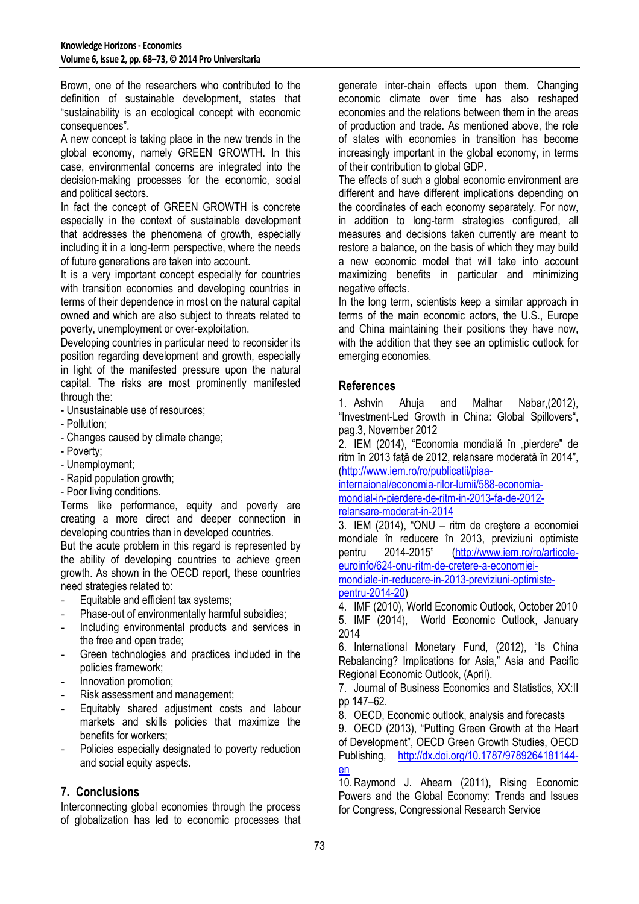Brown, one of the researchers who contributed to the definition of sustainable development, states that "sustainability is an ecological concept with economic consequences".

A new concept is taking place in the new trends in the global economy, namely GREEN GROWTH. In this case, environmental concerns are integrated into the decision-making processes for the economic, social and political sectors.

In fact the concept of GREEN GROWTH is concrete especially in the context of sustainable development that addresses the phenomena of growth, especially including it in a long-term perspective, where the needs of future generations are taken into account.

It is a very important concept especially for countries with transition economies and developing countries in terms of their dependence in most on the natural capital owned and which are also subject to threats related to poverty, unemployment or over-exploitation.

Developing countries in particular need to reconsider its position regarding development and growth, especially in light of the manifested pressure upon the natural capital. The risks are most prominently manifested through the:

- Unsustainable use of resources;
- Pollution;
- Changes caused by climate change;
- Poverty;
- Unemployment;
- Rapid population growth;
- Poor living conditions.

Terms like performance, equity and poverty are creating a more direct and deeper connection in developing countries than in developed countries.

But the acute problem in this regard is represented by the ability of developing countries to achieve green growth. As shown in the OECD report, these countries need strategies related to:

- Equitable and efficient tax systems;
- Phase-out of environmentally harmful subsidies;
- Including environmental products and services in the free and open trade;
- Green technologies and practices included in the policies framework;
- Innovation promotion;
- Risk assessment and management;
- Equitably shared adjustment costs and labour markets and skills policies that maximize the benefits for workers;
- Policies especially designated to poverty reduction and social equity aspects.

## 7. Conclusions

Interconnecting global economies through the process of globalization has led to economic processes that generate inter-chain effects upon them. Changing economic climate over time has also reshaped economies and the relations between them in the areas of production and trade. As mentioned above, the role of states with economies in transition has become increasingly important in the global economy, in terms of their contribution to global GDP.

The effects of such a global economic environment are different and have different implications depending on the coordinates of each economy separately. For now, in addition to long-term strategies configured, all measures and decisions taken currently are meant to restore a balance, on the basis of which they may build a new economic model that will take into account maximizing benefits in particular and minimizing negative effects.

In the long term, scientists keep a similar approach in terms of the main economic actors, the U.S., Europe and China maintaining their positions they have now, with the addition that they see an optimistic outlook for emerging economies.

## References

1. Ashvin Ahuja and Malhar Nabar,(2012), "Investment-Led Growth in China: Global Spillovers", pag.3, November 2012
2. IEM (2014), "Economia mondială în „pierdere" de ritm în 2013 faţă de 2012, relansare moderată în 2014", (http://www.iem.ro/ro/publicatii/piaa-internaional/economia-rilor-lumii/588-economia-mondial-in-pierdere-de-ritm-in-2013-fa-de-2012-relansare-moderat-in-2014
3. IEM (2014), "ONU – ritm de creştere a economiei mondiale în reducere în 2013, previziuni optimiste pentru 2014-2015" (http://www.iem.ro/ro/articole-euroinfo/624-onu-ritm-de-cretere-a-economiei-mondiale-in-reducere-in-2013-previziuni-optimiste-pentru-2014-20)
4. IMF (2010), World Economic Outlook, October 2010
5. IMF (2014), World Economic Outlook, January 2014
6. International Monetary Fund, (2012), "Is China Rebalancing? Implications for Asia," Asia and Pacific Regional Economic Outlook, (April).
7. Journal of Business Economics and Statistics, XX:II pp 147–62.
8. OECD, Economic outlook, analysis and forecasts
9. OECD (2013), "Putting Green Growth at the Heart of Development", OECD Green Growth Studies, OECD Publishing, http://dx.doi.org/10.1787/9789264181144-en
10. Raymond J. Ahearn (2011), Rising Economic Powers and the Global Economy: Trends and Issues for Congress, Congressional Research Service